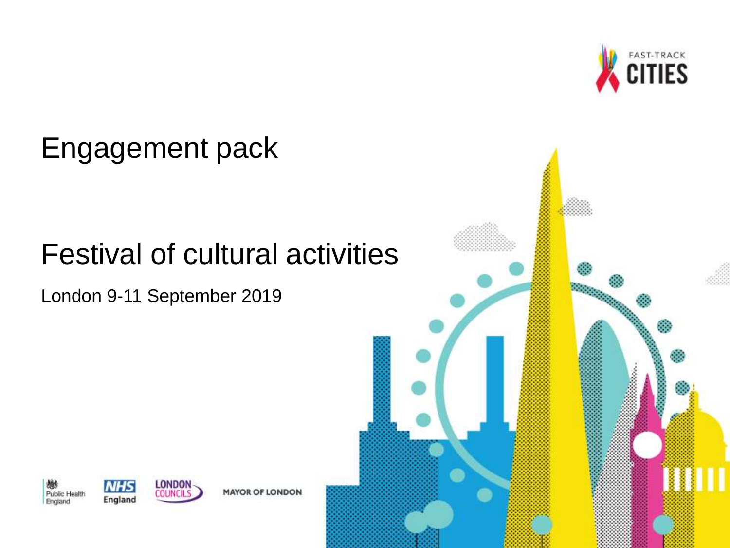FAST-TRACK CITIES

# Engagement pack

## Festival of cultural activities

London 9-11 September 2019

Public Health England

NHS England

LONDON COUNCILS

MAYOR OF LONDON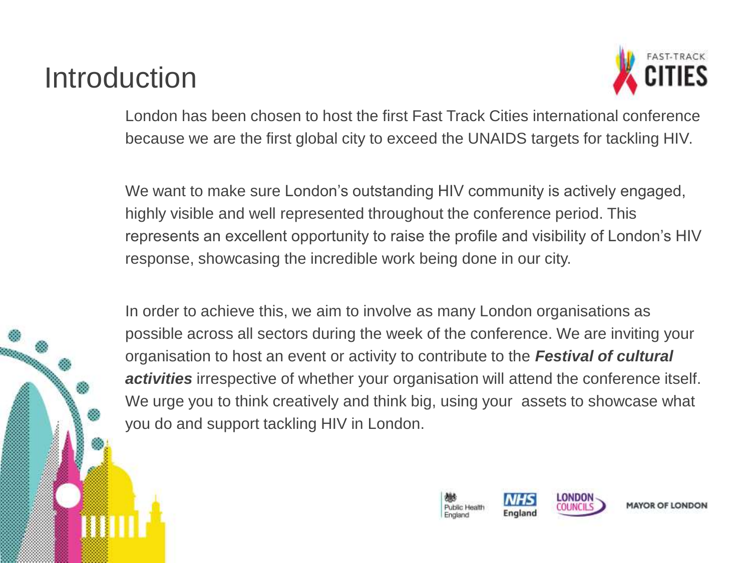# Introduction

London has been chosen to host the first Fast Track Cities international conference because we are the first global city to exceed the UNAIDS targets for tackling HIV.

We want to make sure London's outstanding HIV community is actively engaged, highly visible and well represented throughout the conference period. This represents an excellent opportunity to raise the profile and visibility of London's HIV response, showcasing the incredible work being done in our city.

In order to achieve this, we aim to involve as many London organisations as possible across all sectors during the week of the conference. We are inviting your organisation to host an event or activity to contribute to the ***Festival of cultural activities*** irrespective of whether your organisation will attend the conference itself. We urge you to think creatively and think big, using your assets to showcase what you do and support tackling HIV in London.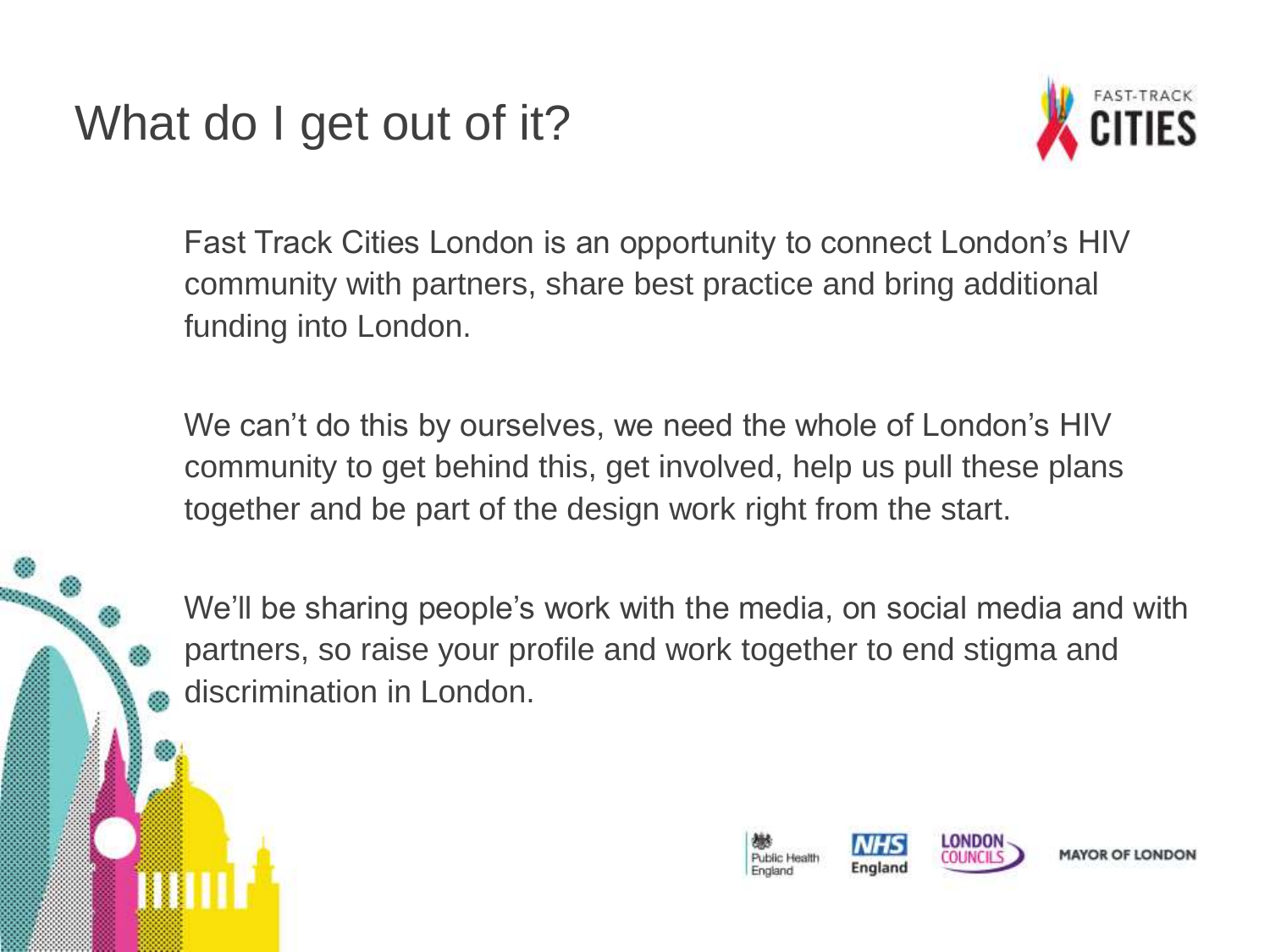# What do I get out of it?

Fast Track Cities London is an opportunity to connect London's HIV community with partners, share best practice and bring additional funding into London.

We can't do this by ourselves, we need the whole of London's HIV community to get behind this, get involved, help us pull these plans together and be part of the design work right from the start.

We'll be sharing people's work with the media, on social media and with partners, so raise your profile and work together to end stigma and discrimination in London.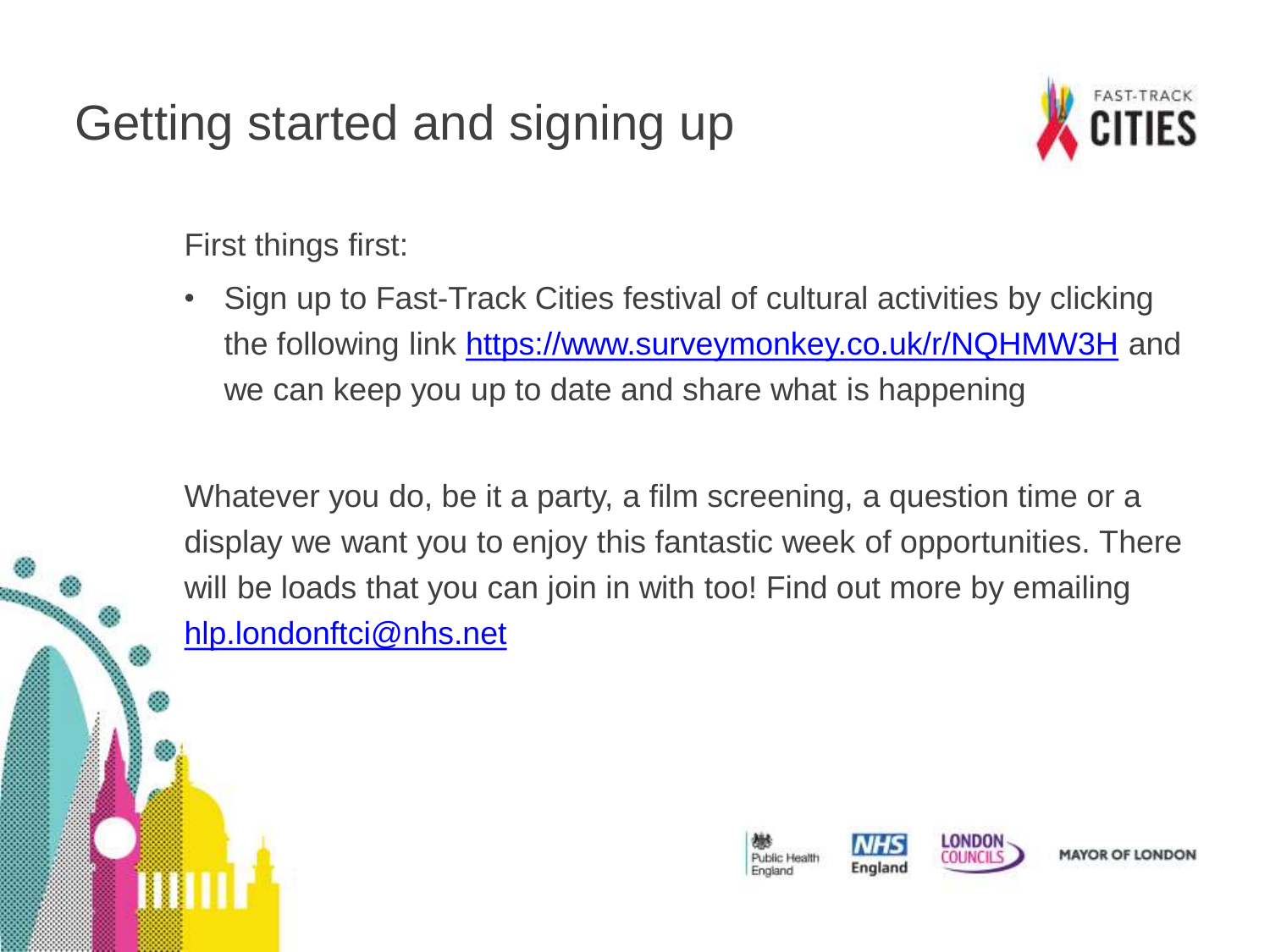# Getting started and signing up

First things first:

- Sign up to Fast-Track Cities festival of cultural activities by clicking the following link [https://www.surveymonkey.co.uk/r/NQHMW3H](https://www.surveymonkey.co.uk/r/NQHMW3H) and we can keep you up to date and share what is happening

Whatever you do, be it a party, a film screening, a question time or a display we want you to enjoy this fantastic week of opportunities. There will be loads that you can join in with too! Find out more by emailing [hlp.londonftci@nhs.net](mailto:hlp.londonftci@nhs.net)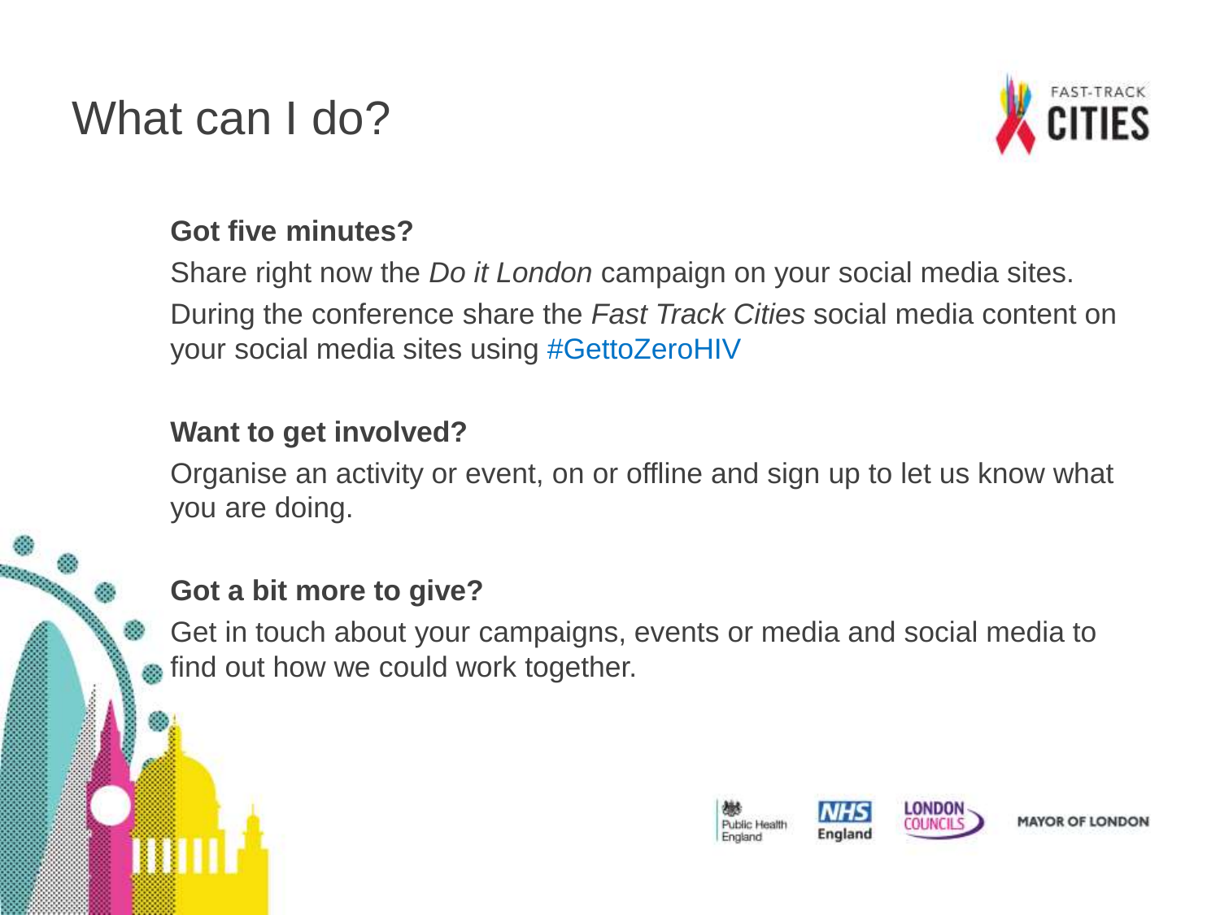# What can I do?

**Got five minutes?**

Share right now the *Do it London* campaign on your social media sites.

During the conference share the *Fast Track Cities* social media content on your social media sites using #GettoZeroHIV

**Want to get involved?**

Organise an activity or event, on or offline and sign up to let us know what you are doing.

**Got a bit more to give?**

Get in touch about your campaigns, events or media and social media to find out how we could work together.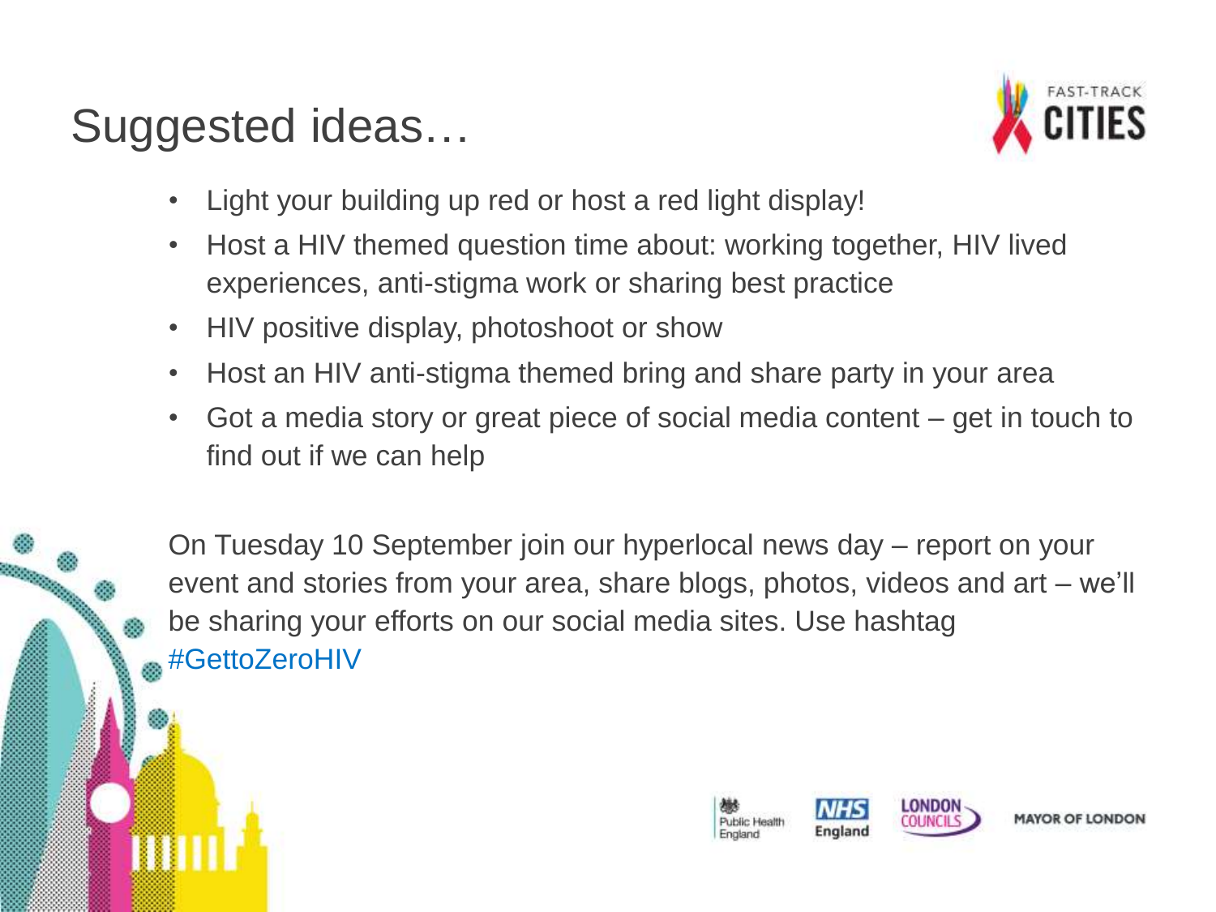# Suggested ideas…

- Light your building up red or host a red light display!
- Host a HIV themed question time about: working together, HIV lived experiences, anti-stigma work or sharing best practice
- HIV positive display, photoshoot or show
- Host an HIV anti-stigma themed bring and share party in your area
- Got a media story or great piece of social media content – get in touch to find out if we can help

On Tuesday 10 September join our hyperlocal news day – report on your event and stories from your area, share blogs, photos, videos and art – we'll be sharing your efforts on our social media sites. Use hashtag #GettoZeroHIV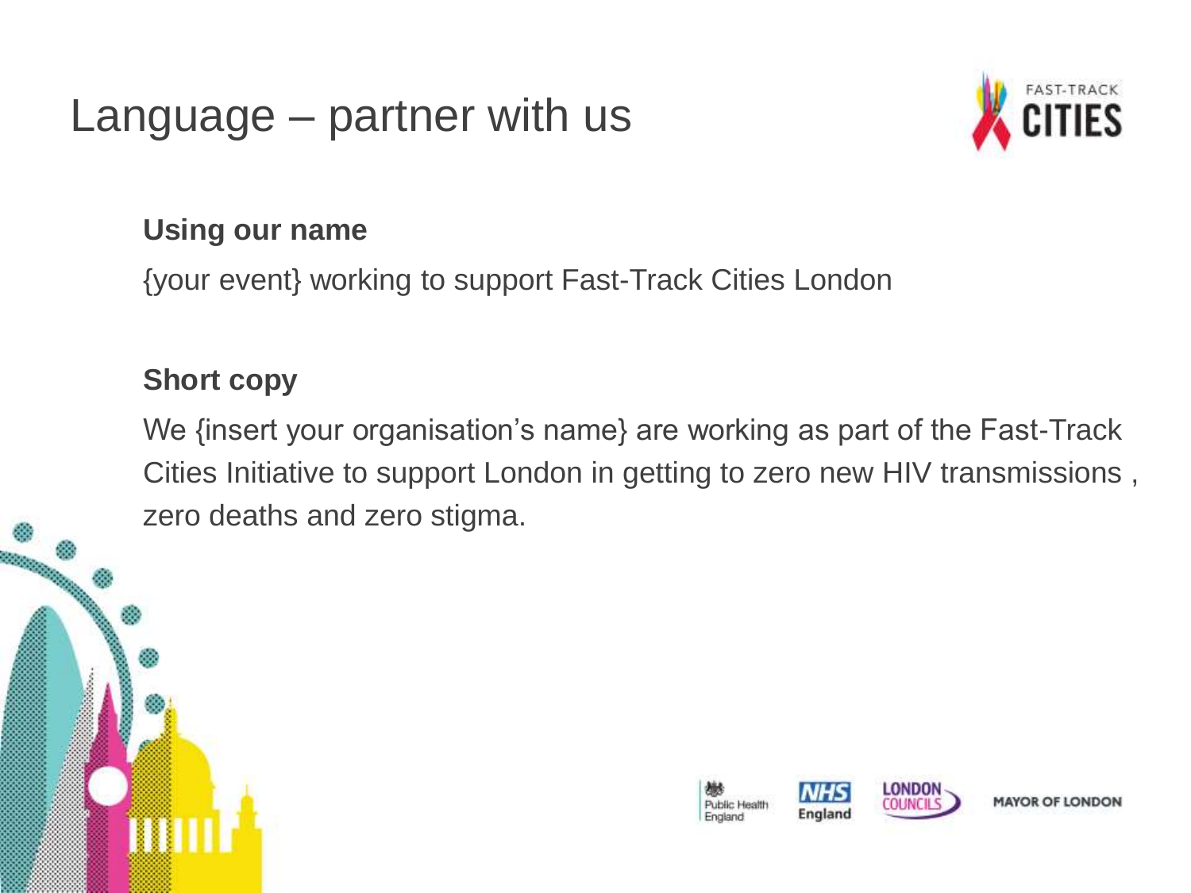# Language – partner with us

**Using our name**

{your event} working to support Fast-Track Cities London

**Short copy**

We {insert your organisation's name} are working as part of the Fast-Track Cities Initiative to support London in getting to zero new HIV transmissions , zero deaths and zero stigma.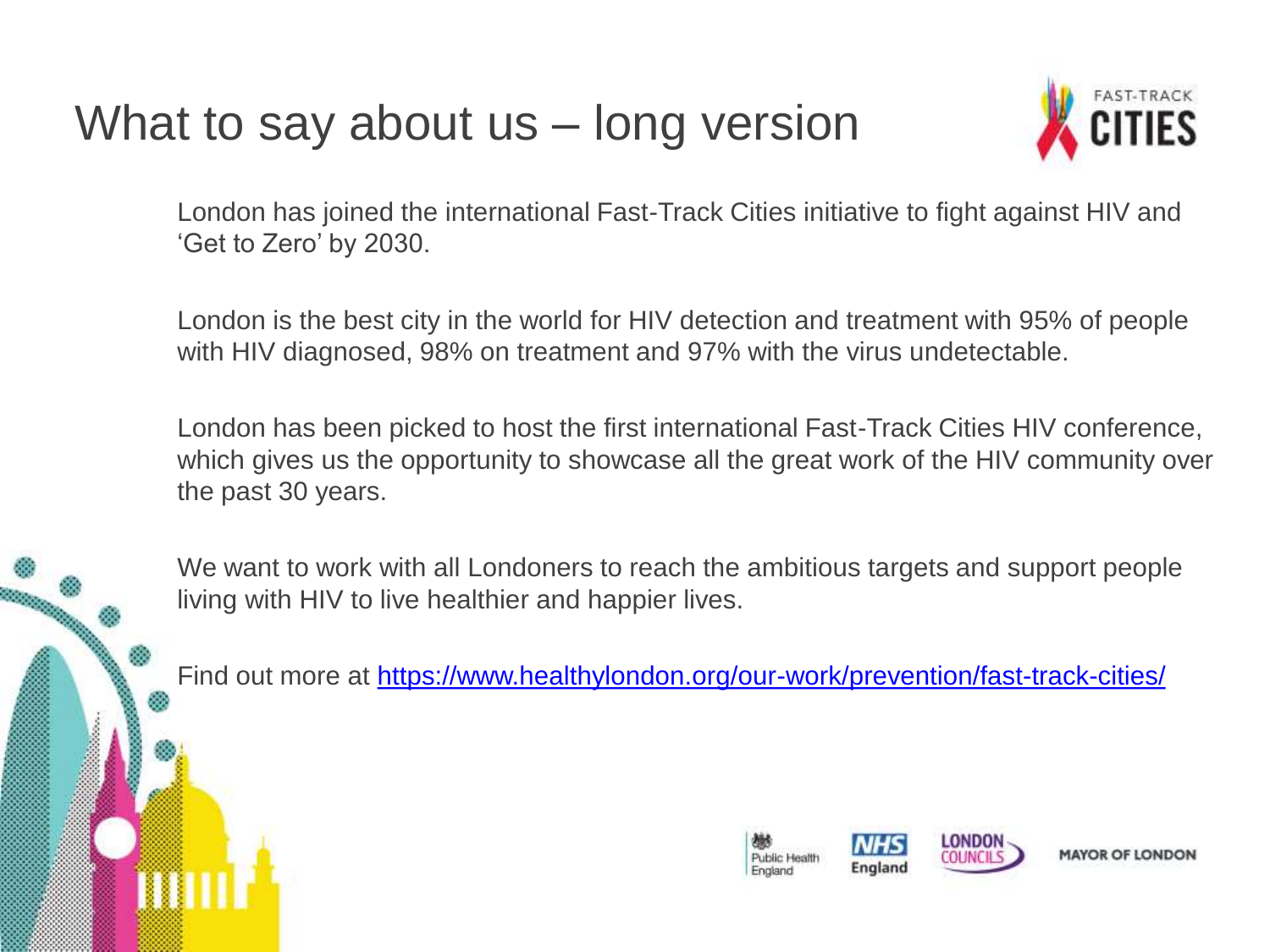# What to say about us – long version

London has joined the international Fast-Track Cities initiative to fight against HIV and 'Get to Zero' by 2030.

London is the best city in the world for HIV detection and treatment with 95% of people with HIV diagnosed, 98% on treatment and 97% with the virus undetectable.

London has been picked to host the first international Fast-Track Cities HIV conference, which gives us the opportunity to showcase all the great work of the HIV community over the past 30 years.

We want to work with all Londoners to reach the ambitious targets and support people living with HIV to live healthier and happier lives.

Find out more at [https://www.healthylondon.org/our-work/prevention/fast-track-cities/](https://www.healthylondon.org/our-work/prevention/fast-track-cities/)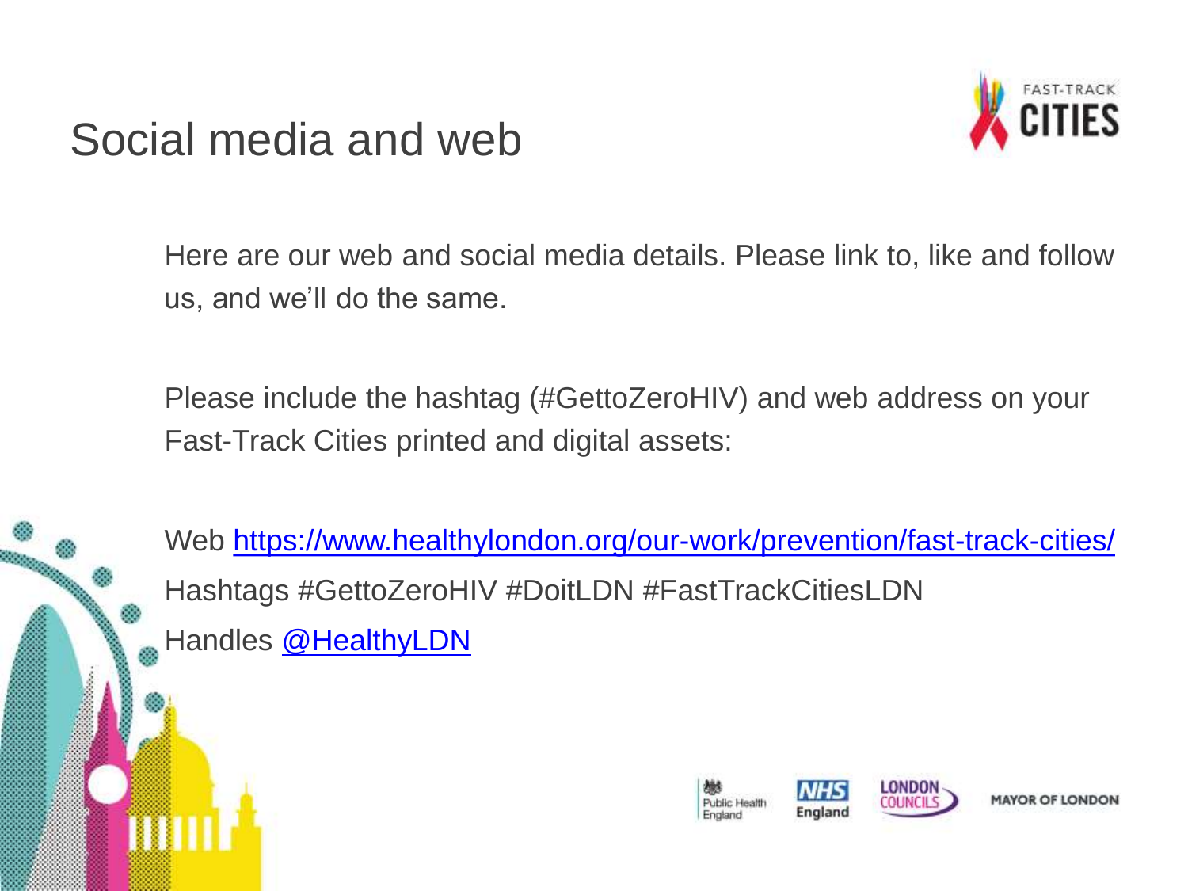# Social media and web

Here are our web and social media details. Please link to, like and follow us, and we'll do the same.

Please include the hashtag (#GettoZeroHIV) and web address on your Fast-Track Cities printed and digital assets:

Web https://www.healthylondon.org/our-work/prevention/fast-track-cities/
Hashtags #GettoZeroHIV #DoitLDN #FastTrackCitiesLDN
Handles @HealthyLDN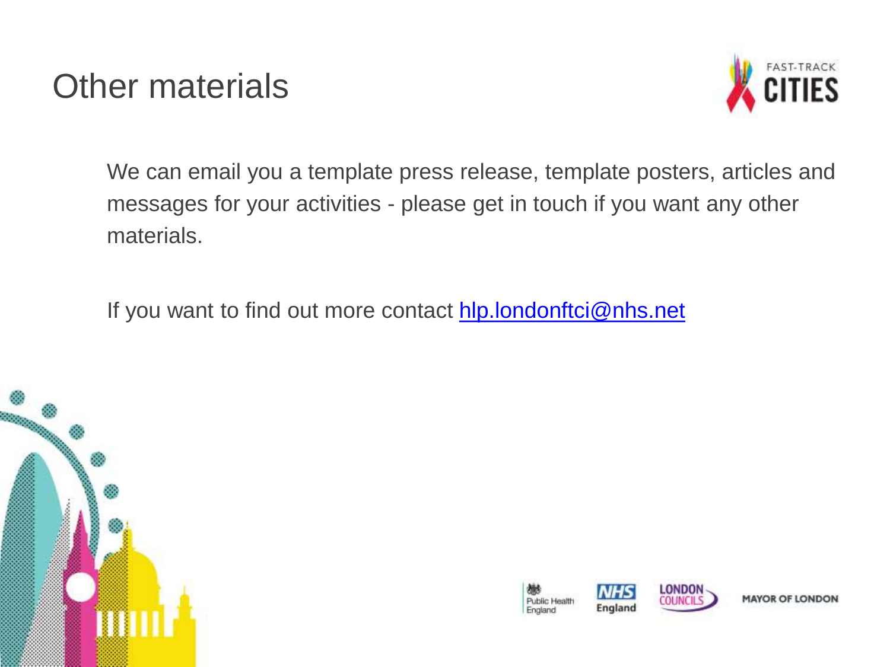# Other materials

We can email you a template press release, template posters, articles and messages for your activities - please get in touch if you want any other materials.

If you want to find out more contact hlp.londonftci@nhs.net